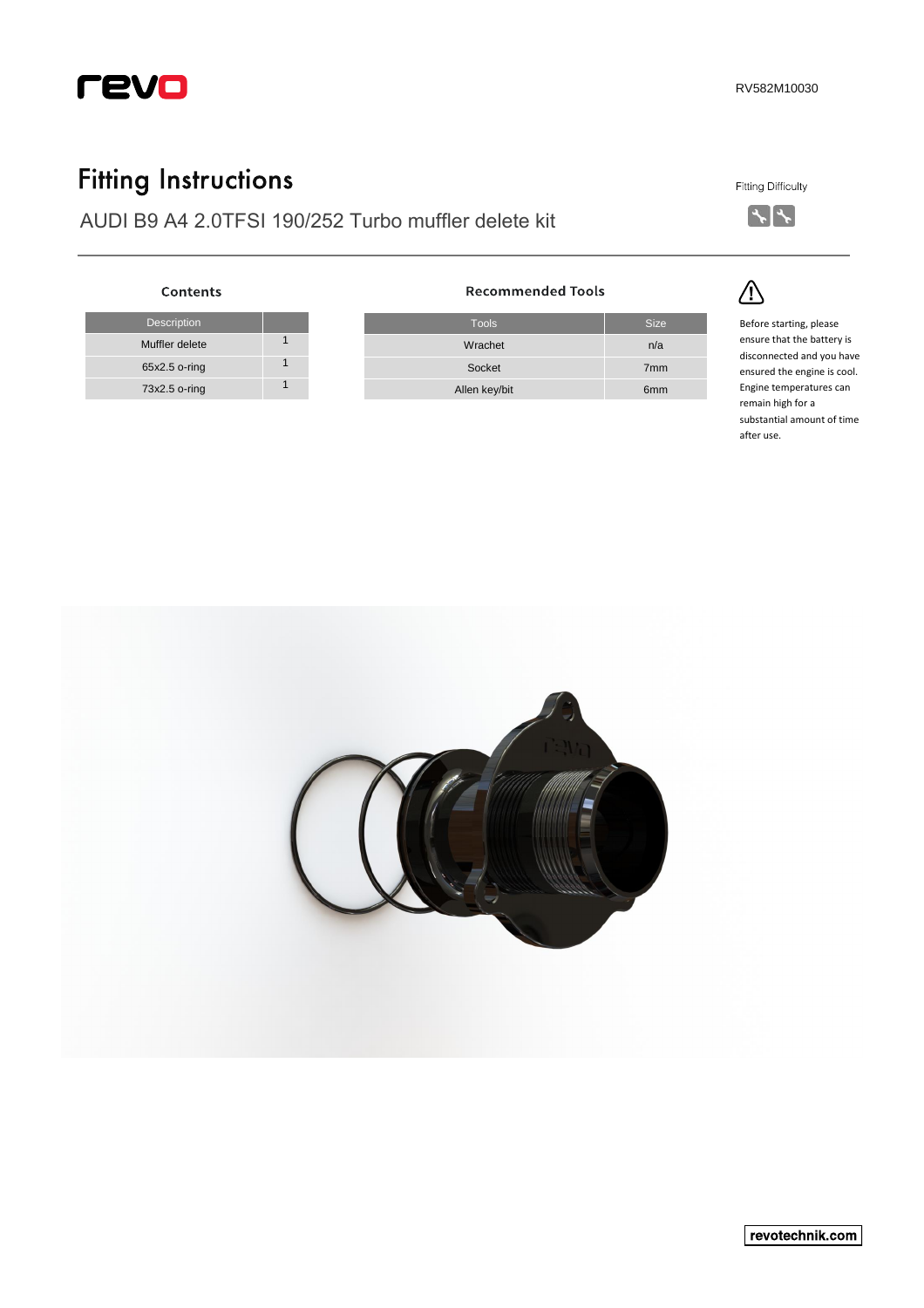RV582M10030

# Fitting Instructions

## AUDI B9 A4 2.0TFSI 190/252 Turbo muffler delete kit

Fitting Difficulty

### Contents

| Description | |
|---|---|
| Muffler delete | 1 |
| 65x2.5 o-ring | 1 |
| 73x2.5 o-ring | 1 |

### Recommended Tools

| Tools | Size |
|---|---|
| Wrachet | n/a |
| Socket | 7mm |
| Allen key/bit | 6mm |

⚠

Before starting, please ensure that the battery is disconnected and you have ensured the engine is cool. Engine temperatures can remain high for a substantial amount of time after use.

revotechnik.com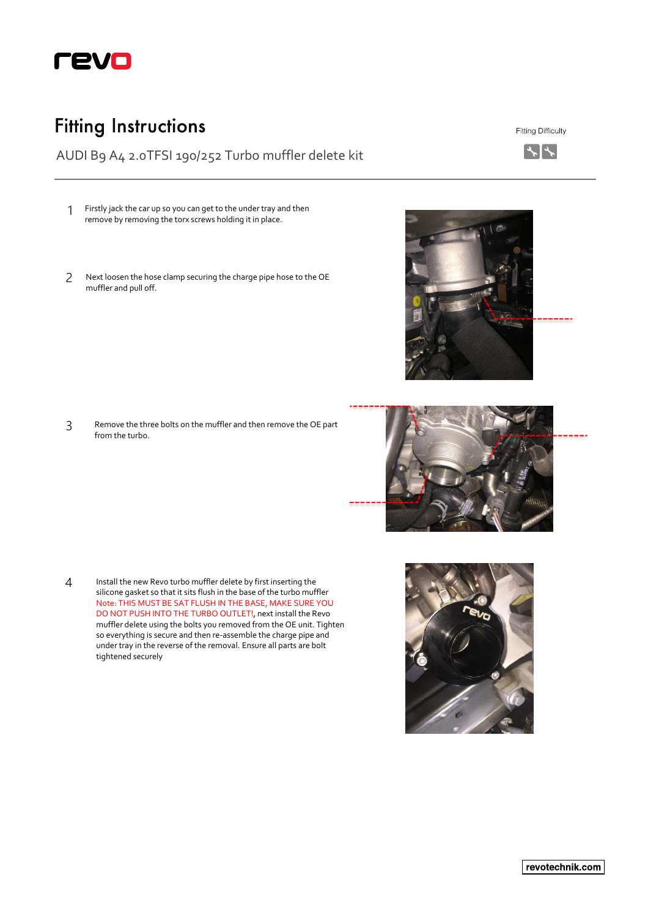revo

# Fitting Instructions

## AUDI B9 A4 2.0TFSI 190/252 Turbo muffler delete kit

Fitting Difficulty

1. Firstly jack the car up so you can get to the under tray and then remove by removing the torx screws holding it in place.

2. Next loosen the hose clamp securing the charge pipe hose to the OE muffler and pull off.

3. Remove the three bolts on the muffler and then remove the OE part from the turbo.

4. Install the new Revo turbo muffler delete by first inserting the silicone gasket so that it sits flush in the base of the turbo muffler Note: THIS MUST BE SAT FLUSH IN THE BASE, MAKE SURE YOU DO NOT PUSH INTO THE TURBO OUTLET!, next install the Revo muffler delete using the bolts you removed from the OE unit. Tighten so everything is secure and then re-assemble the charge pipe and under tray in the reverse of the removal. Ensure all parts are bolt tightened securely

revotechnik.com